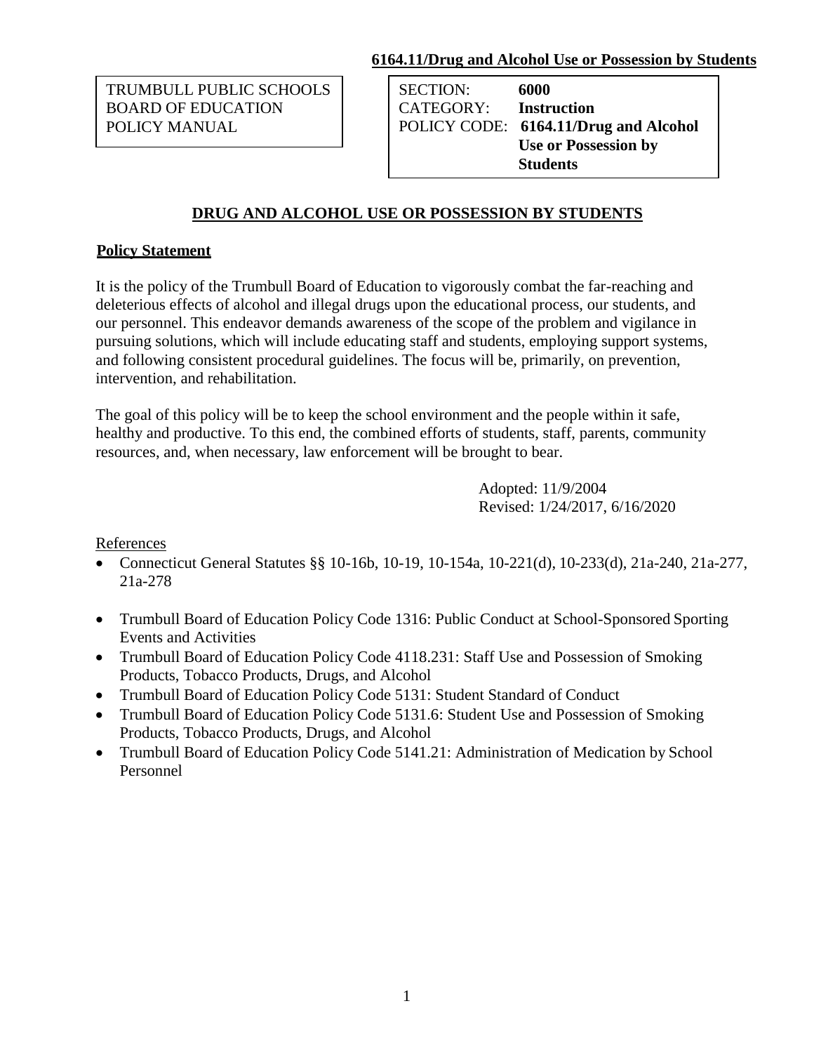**6164.11/Drug and Alcohol Use or Possession by Students**

| TRUMBULL PUBLIC SCHOOLS BOARD OF EDUCATION POLICY MANUAL | SECTION: **6000** CATEGORY: **Instruction** POLICY CODE: **6164.11/Drug and Alcohol Use or Possession by Students** |
|---|---|

## DRUG AND ALCOHOL USE OR POSSESSION BY STUDENTS

### Policy Statement

It is the policy of the Trumbull Board of Education to vigorously combat the far-reaching and deleterious effects of alcohol and illegal drugs upon the educational process, our students, and our personnel. This endeavor demands awareness of the scope of the problem and vigilance in pursuing solutions, which will include educating staff and students, employing support systems, and following consistent procedural guidelines. The focus will be, primarily, on prevention, intervention, and rehabilitation.

The goal of this policy will be to keep the school environment and the people within it safe, healthy and productive. To this end, the combined efforts of students, staff, parents, community resources, and, when necessary, law enforcement will be brought to bear.

Adopted: 11/9/2004
Revised: 1/24/2017, 6/16/2020

References

- Connecticut General Statutes §§ 10-16b, 10-19, 10-154a, 10-221(d), 10-233(d), 21a-240, 21a-277, 21a-278
- Trumbull Board of Education Policy Code 1316: Public Conduct at School-Sponsored Sporting Events and Activities
- Trumbull Board of Education Policy Code 4118.231: Staff Use and Possession of Smoking Products, Tobacco Products, Drugs, and Alcohol
- Trumbull Board of Education Policy Code 5131: Student Standard of Conduct
- Trumbull Board of Education Policy Code 5131.6: Student Use and Possession of Smoking Products, Tobacco Products, Drugs, and Alcohol
- Trumbull Board of Education Policy Code 5141.21: Administration of Medication by School Personnel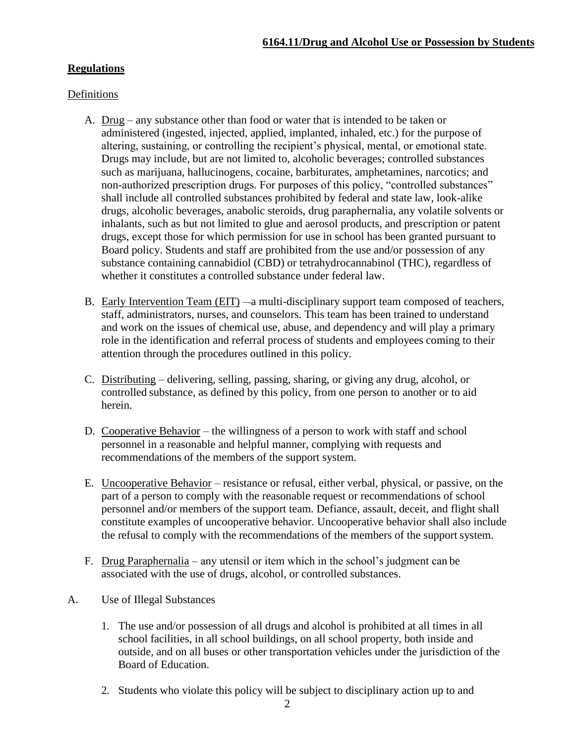**6164.11/Drug and Alcohol Use or Possession by Students**

**Regulations**

Definitions

A. Drug – any substance other than food or water that is intended to be taken or administered (ingested, injected, applied, implanted, inhaled, etc.) for the purpose of altering, sustaining, or controlling the recipient's physical, mental, or emotional state. Drugs may include, but are not limited to, alcoholic beverages; controlled substances such as marijuana, hallucinogens, cocaine, barbiturates, amphetamines, narcotics; and non-authorized prescription drugs. For purposes of this policy, "controlled substances" shall include all controlled substances prohibited by federal and state law, look-alike drugs, alcoholic beverages, anabolic steroids, drug paraphernalia, any volatile solvents or inhalants, such as but not limited to glue and aerosol products, and prescription or patent drugs, except those for which permission for use in school has been granted pursuant to Board policy. Students and staff are prohibited from the use and/or possession of any substance containing cannabidiol (CBD) or tetrahydrocannabinol (THC), regardless of whether it constitutes a controlled substance under federal law.

B. Early Intervention Team (EIT) – a multi-disciplinary support team composed of teachers, staff, administrators, nurses, and counselors. This team has been trained to understand and work on the issues of chemical use, abuse, and dependency and will play a primary role in the identification and referral process of students and employees coming to their attention through the procedures outlined in this policy.

C. Distributing – delivering, selling, passing, sharing, or giving any drug, alcohol, or controlled substance, as defined by this policy, from one person to another or to aid herein.

D. Cooperative Behavior – the willingness of a person to work with staff and school personnel in a reasonable and helpful manner, complying with requests and recommendations of the members of the support system.

E. Uncooperative Behavior – resistance or refusal, either verbal, physical, or passive, on the part of a person to comply with the reasonable request or recommendations of school personnel and/or members of the support team. Defiance, assault, deceit, and flight shall constitute examples of uncooperative behavior. Uncooperative behavior shall also include the refusal to comply with the recommendations of the members of the support system.

F. Drug Paraphernalia – any utensil or item which in the school's judgment can be associated with the use of drugs, alcohol, or controlled substances.

A. Use of Illegal Substances

1. The use and/or possession of all drugs and alcohol is prohibited at all times in all school facilities, in all school buildings, on all school property, both inside and outside, and on all buses or other transportation vehicles under the jurisdiction of the Board of Education.

2. Students who violate this policy will be subject to disciplinary action up to and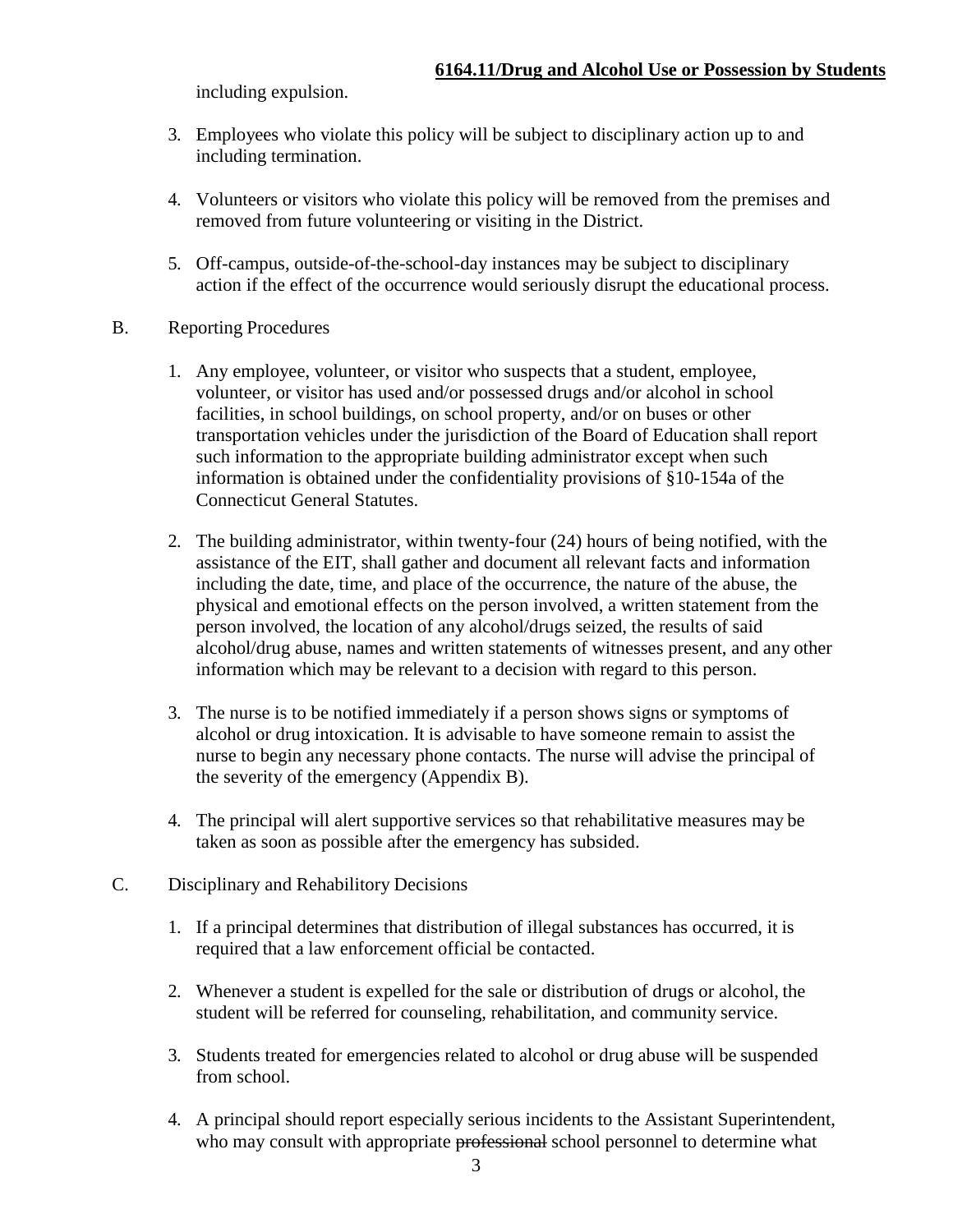including expulsion.

3. Employees who violate this policy will be subject to disciplinary action up to and including termination.

4. Volunteers or visitors who violate this policy will be removed from the premises and removed from future volunteering or visiting in the District.

5. Off-campus, outside-of-the-school-day instances may be subject to disciplinary action if the effect of the occurrence would seriously disrupt the educational process.

B. Reporting Procedures

1. Any employee, volunteer, or visitor who suspects that a student, employee, volunteer, or visitor has used and/or possessed drugs and/or alcohol in school facilities, in school buildings, on school property, and/or on buses or other transportation vehicles under the jurisdiction of the Board of Education shall report such information to the appropriate building administrator except when such information is obtained under the confidentiality provisions of §10-154a of the Connecticut General Statutes.

2. The building administrator, within twenty-four (24) hours of being notified, with the assistance of the EIT, shall gather and document all relevant facts and information including the date, time, and place of the occurrence, the nature of the abuse, the physical and emotional effects on the person involved, a written statement from the person involved, the location of any alcohol/drugs seized, the results of said alcohol/drug abuse, names and written statements of witnesses present, and any other information which may be relevant to a decision with regard to this person.

3. The nurse is to be notified immediately if a person shows signs or symptoms of alcohol or drug intoxication. It is advisable to have someone remain to assist the nurse to begin any necessary phone contacts. The nurse will advise the principal of the severity of the emergency (Appendix B).

4. The principal will alert supportive services so that rehabilitative measures may be taken as soon as possible after the emergency has subsided.

C. Disciplinary and Rehabilitory Decisions

1. If a principal determines that distribution of illegal substances has occurred, it is required that a law enforcement official be contacted.

2. Whenever a student is expelled for the sale or distribution of drugs or alcohol, the student will be referred for counseling, rehabilitation, and community service.

3. Students treated for emergencies related to alcohol or drug abuse will be suspended from school.

4. A principal should report especially serious incidents to the Assistant Superintendent, who may consult with appropriate ~~professional~~ school personnel to determine what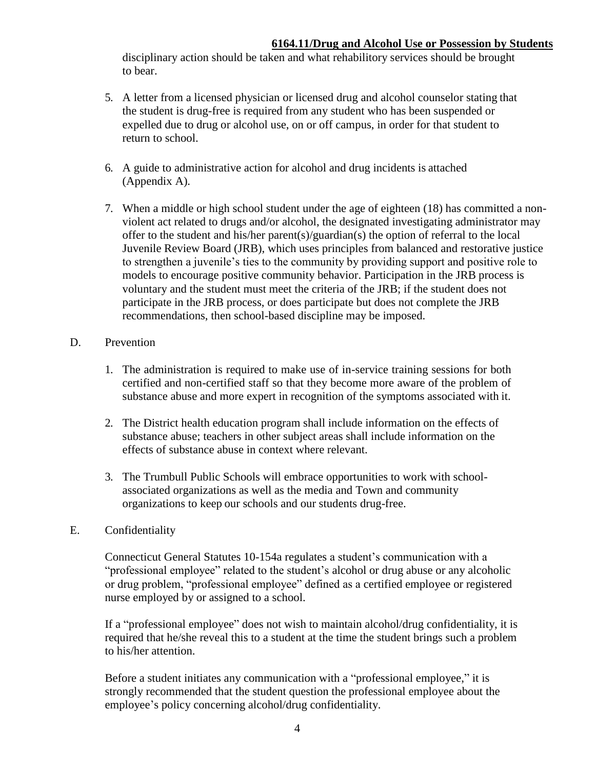disciplinary action should be taken and what rehabilitory services should be brought to bear.

5. A letter from a licensed physician or licensed drug and alcohol counselor stating that the student is drug-free is required from any student who has been suspended or expelled due to drug or alcohol use, on or off campus, in order for that student to return to school.

6. A guide to administrative action for alcohol and drug incidents is attached (Appendix A).

7. When a middle or high school student under the age of eighteen (18) has committed a non-violent act related to drugs and/or alcohol, the designated investigating administrator may offer to the student and his/her parent(s)/guardian(s) the option of referral to the local Juvenile Review Board (JRB), which uses principles from balanced and restorative justice to strengthen a juvenile's ties to the community by providing support and positive role to models to encourage positive community behavior. Participation in the JRB process is voluntary and the student must meet the criteria of the JRB; if the student does not participate in the JRB process, or does participate but does not complete the JRB recommendations, then school-based discipline may be imposed.

D. Prevention

1. The administration is required to make use of in-service training sessions for both certified and non-certified staff so that they become more aware of the problem of substance abuse and more expert in recognition of the symptoms associated with it.

2. The District health education program shall include information on the effects of substance abuse; teachers in other subject areas shall include information on the effects of substance abuse in context where relevant.

3. The Trumbull Public Schools will embrace opportunities to work with school-associated organizations as well as the media and Town and community organizations to keep our schools and our students drug-free.

E. Confidentiality

Connecticut General Statutes 10-154a regulates a student's communication with a "professional employee" related to the student's alcohol or drug abuse or any alcoholic or drug problem, "professional employee" defined as a certified employee or registered nurse employed by or assigned to a school.

If a "professional employee" does not wish to maintain alcohol/drug confidentiality, it is required that he/she reveal this to a student at the time the student brings such a problem to his/her attention.

Before a student initiates any communication with a "professional employee," it is strongly recommended that the student question the professional employee about the employee's policy concerning alcohol/drug confidentiality.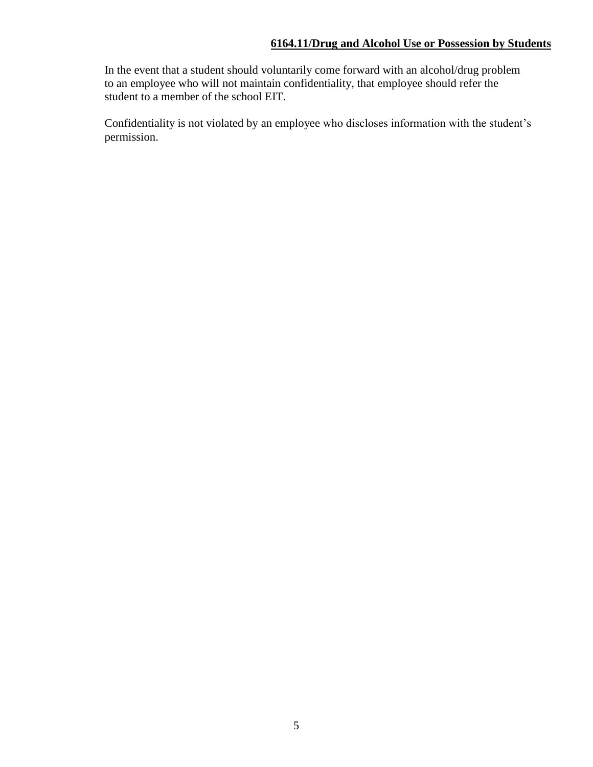In the event that a student should voluntarily come forward with an alcohol/drug problem to an employee who will not maintain confidentiality, that employee should refer the student to a member of the school EIT.

Confidentiality is not violated by an employee who discloses information with the student's permission.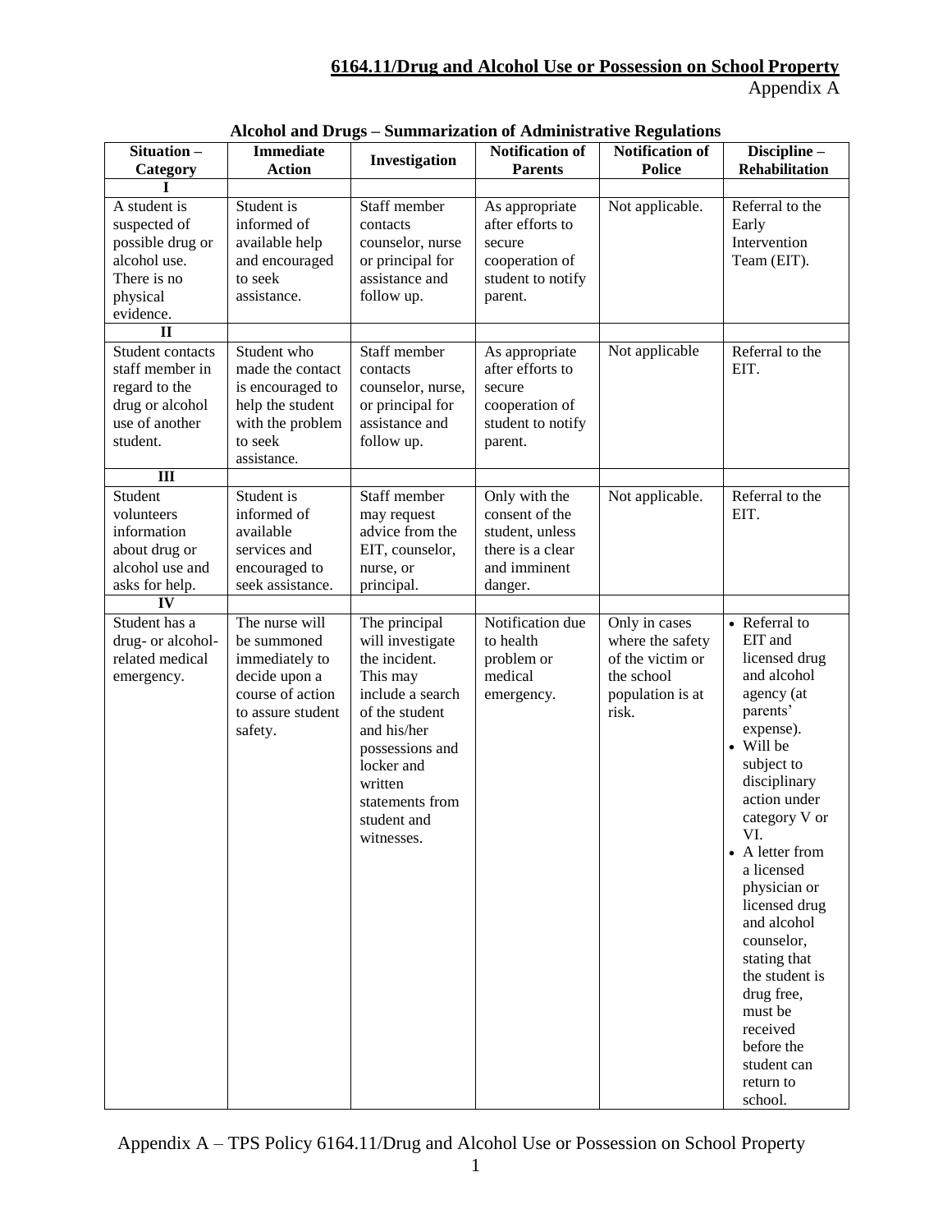**6164.11/Drug and Alcohol Use or Possession on School Property**

Appendix A

**Alcohol and Drugs – Summarization of Administrative Regulations**

| Situation – Category | Immediate Action | Investigation | Notification of Parents | Notification of Police | Discipline – Rehabilitation |
|---|---|---|---|---|---|
| **I** | | | | | |
| A student is suspected of possible drug or alcohol use. There is no physical evidence. | Student is informed of available help and encouraged to seek assistance. | Staff member contacts counselor, nurse or principal for assistance and follow up. | As appropriate after efforts to secure cooperation of student to notify parent. | Not applicable. | Referral to the Early Intervention Team (EIT). |
| **II** | | | | | |
| Student contacts staff member in regard to the drug or alcohol use of another student. | Student who made the contact is encouraged to help the student with the problem to seek assistance. | Staff member contacts counselor, nurse, or principal for assistance and follow up. | As appropriate after efforts to secure cooperation of student to notify parent. | Not applicable | Referral to the EIT. |
| **III** | | | | | |
| Student volunteers information about drug or alcohol use and asks for help. | Student is informed of available services and encouraged to seek assistance. | Staff member may request advice from the EIT, counselor, nurse, or principal. | Only with the consent of the student, unless there is a clear and imminent danger. | Not applicable. | Referral to the EIT. |
| **IV** | | | | | |
| Student has a drug- or alcohol-related medical emergency. | The nurse will be summoned immediately to decide upon a course of action to assure student safety. | The principal will investigate the incident. This may include a search of the student and his/her possessions and locker and written statements from student and witnesses. | Notification due to health problem or medical emergency. | Only in cases where the safety of the victim or the school population is at risk. | • Referral to EIT and licensed drug and alcohol agency (at parents' expense).<br>• Will be subject to disciplinary action under category V or VI.<br>• A letter from a licensed physician or licensed drug and alcohol counselor, stating that the student is drug free, must be received before the student can return to school. |

Appendix A – TPS Policy 6164.11/Drug and Alcohol Use or Possession on School Property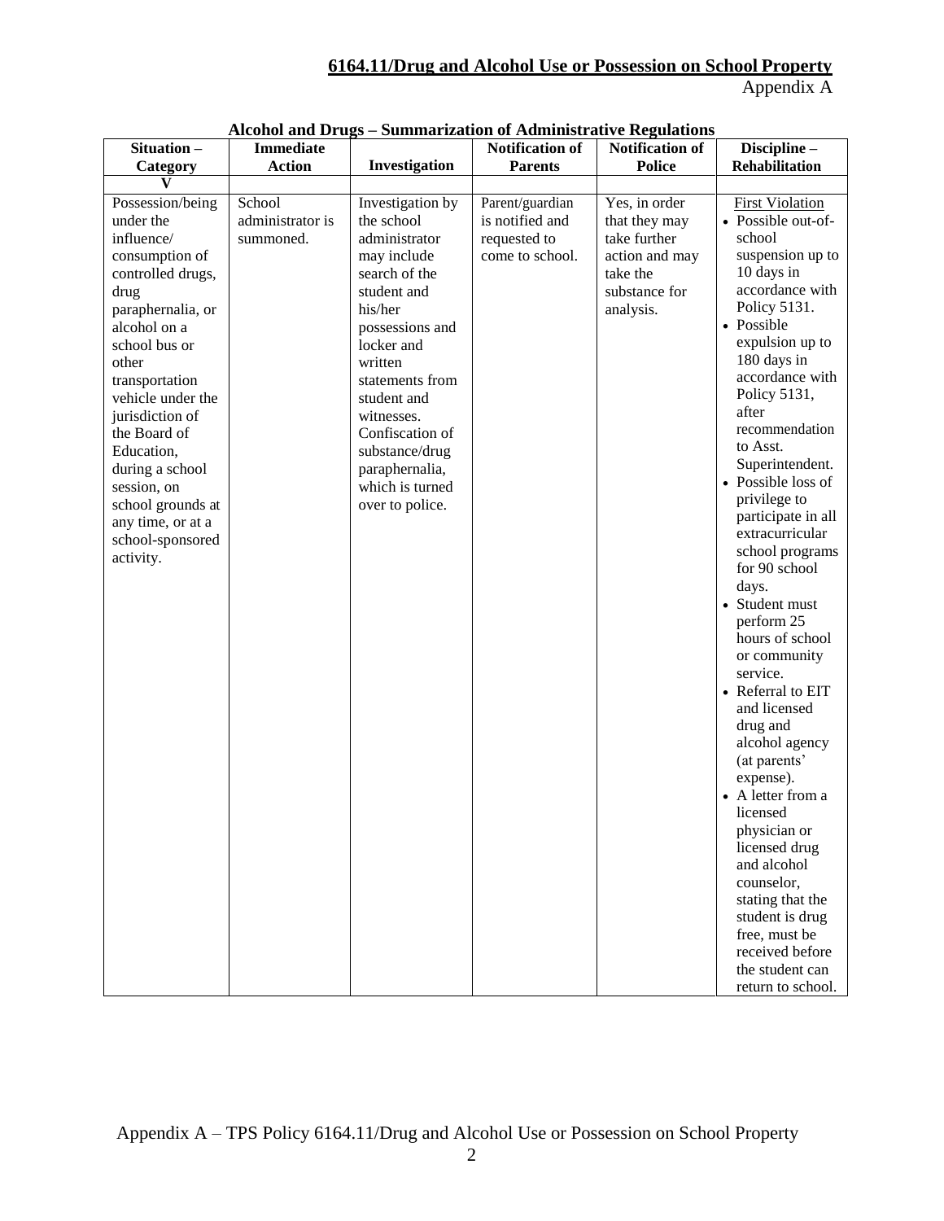**6164.11/Drug and Alcohol Use or Possession on School Property**

Appendix A

**Alcohol and Drugs – Summarization of Administrative Regulations**

| Situation – Category | Immediate Action | Investigation | Notification of Parents | Notification of Police | Discipline – Rehabilitation |
|---|---|---|---|---|---|
| V | | | | | |
| Possession/being under the influence/ consumption of controlled drugs, drug paraphernalia, or alcohol on a school bus or other transportation vehicle under the jurisdiction of the Board of Education, during a school session, on school grounds at any time, or at a school-sponsored activity. | School administrator is summoned. | Investigation by the school administrator may include search of the student and his/her possessions and locker and written statements from student and witnesses. Confiscation of substance/drug paraphernalia, which is turned over to police. | Parent/guardian is notified and requested to come to school. | Yes, in order that they may take further action and may take the substance for analysis. | First Violation<br>• Possible out-of-school suspension up to 10 days in accordance with Policy 5131.<br>• Possible expulsion up to 180 days in accordance with Policy 5131, after recommendation to Asst. Superintendent.<br>• Possible loss of privilege to participate in all extracurricular school programs for 90 school days.<br>• Student must perform 25 hours of school or community service.<br>• Referral to EIT and licensed drug and alcohol agency (at parents' expense).<br>• A letter from a licensed physician or licensed drug and alcohol counselor, stating that the student is drug free, must be received before the student can return to school. |

Appendix A – TPS Policy 6164.11/Drug and Alcohol Use or Possession on School Property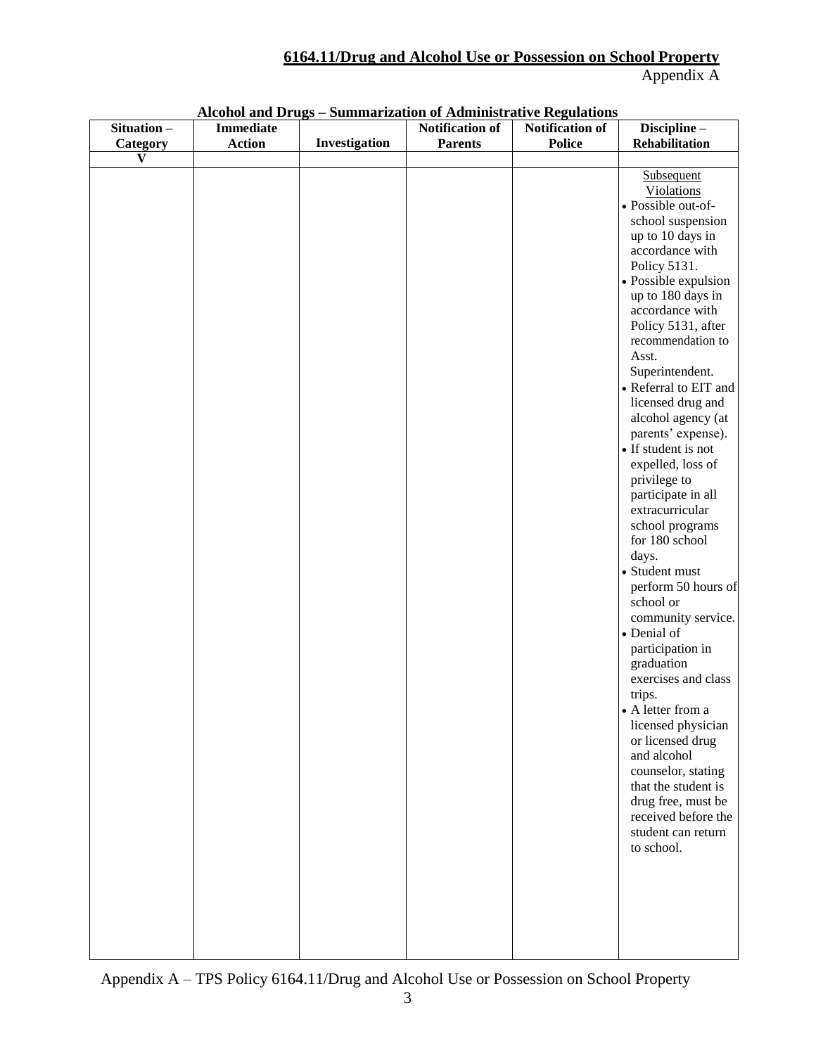**6164.11/Drug and Alcohol Use or Possession on School Property**

Appendix A

**Alcohol and Drugs – Summarization of Administrative Regulations**

| Situation – Category | Immediate Action | Investigation | Notification of Parents | Notification of Police | Discipline – Rehabilitation |
|---|---|---|---|---|---|
| V | | | | | |
| | | | | | Subsequent Violations<br>• Possible out-of-school suspension up to 10 days in accordance with Policy 5131.<br>• Possible expulsion up to 180 days in accordance with Policy 5131, after recommendation to Asst. Superintendent.<br>• Referral to EIT and licensed drug and alcohol agency (at parents' expense).<br>• If student is not expelled, loss of privilege to participate in all extracurricular school programs for 180 school days.<br>• Student must perform 50 hours of school or community service.<br>• Denial of participation in graduation exercises and class trips.<br>• A letter from a licensed physician or licensed drug and alcohol counselor, stating that the student is drug free, must be received before the student can return to school. |

Appendix A – TPS Policy 6164.11/Drug and Alcohol Use or Possession on School Property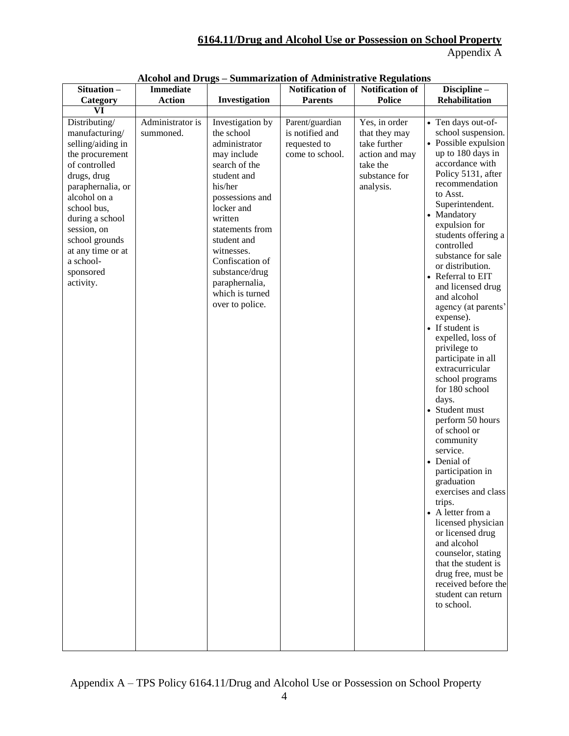# 6164.11/Drug and Alcohol Use or Possession on School Property

Appendix A

**Alcohol and Drugs – Summarization of Administrative Regulations**

| Situation – Category | Immediate Action | Investigation | Notification of Parents | Notification of Police | Discipline – Rehabilitation |
|---|---|---|---|---|---|
| VI | | | | | |
| Distributing/ manufacturing/ selling/aiding in the procurement of controlled drugs, drug paraphernalia, or alcohol on a school bus, during a school session, on school grounds at any time or at a school-sponsored activity. | Administrator is summoned. | Investigation by the school administrator may include search of the student and his/her possessions and locker and written statements from student and witnesses. Confiscation of substance/drug paraphernalia, which is turned over to police. | Parent/guardian is notified and requested to come to school. | Yes, in order that they may take further action and may take the substance for analysis. | • Ten days out-of-school suspension.<br>• Possible expulsion up to 180 days in accordance with Policy 5131, after recommendation to Asst. Superintendent.<br>• Mandatory expulsion for students offering a controlled substance for sale or distribution.<br>• Referral to EIT and licensed drug and alcohol agency (at parents' expense).<br>• If student is expelled, loss of privilege to participate in all extracurricular school programs for 180 school days.<br>• Student must perform 50 hours of school or community service.<br>• Denial of participation in graduation exercises and class trips.<br>• A letter from a licensed physician or licensed drug and alcohol counselor, stating that the student is drug free, must be received before the student can return to school. |

Appendix A – TPS Policy 6164.11/Drug and Alcohol Use or Possession on School Property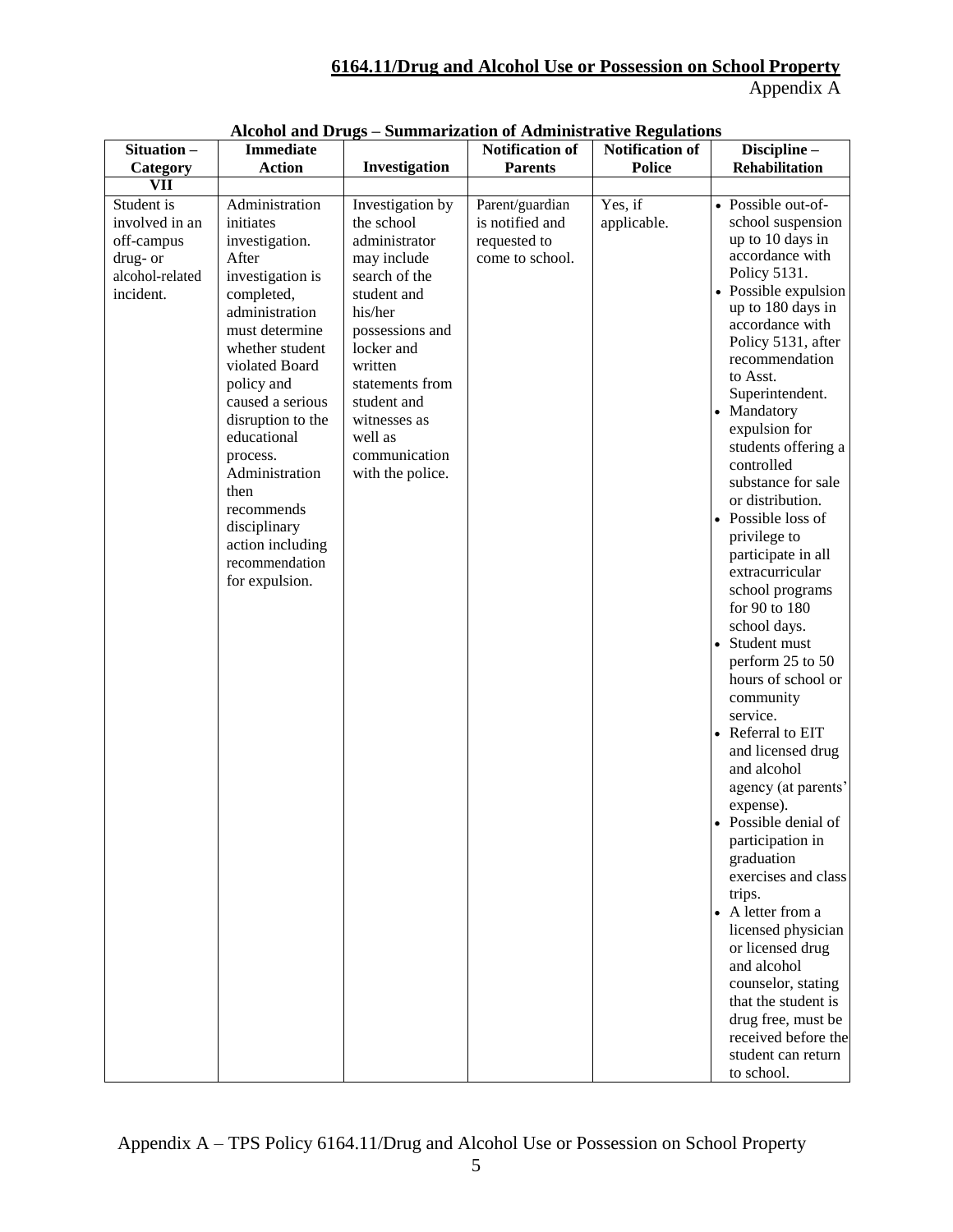**6164.11/Drug and Alcohol Use or Possession on School Property**

Appendix A

**Alcohol and Drugs – Summarization of Administrative Regulations**

| Situation – Category | Immediate Action | Investigation | Notification of Parents | Notification of Police | Discipline – Rehabilitation |
|---|---|---|---|---|---|
| **VII** | | | | | |
| Student is involved in an off-campus drug- or alcohol-related incident. | Administration initiates investigation. After investigation is completed, administration must determine whether student violated Board policy and caused a serious disruption to the educational process. Administration then recommends disciplinary action including recommendation for expulsion. | Investigation by the school administrator may include search of the student and his/her possessions and locker and written statements from student and witnesses as well as communication with the police. | Parent/guardian is notified and requested to come to school. | Yes, if applicable. | • Possible out-of-school suspension up to 10 days in accordance with Policy 5131.<br>• Possible expulsion up to 180 days in accordance with Policy 5131, after recommendation to Asst. Superintendent.<br>• Mandatory expulsion for students offering a controlled substance for sale or distribution.<br>• Possible loss of privilege to participate in all extracurricular school programs for 90 to 180 school days.<br>• Student must perform 25 to 50 hours of school or community service.<br>• Referral to EIT and licensed drug and alcohol agency (at parents' expense).<br>• Possible denial of participation in graduation exercises and class trips.<br>• A letter from a licensed physician or licensed drug and alcohol counselor, stating that the student is drug free, must be received before the student can return to school. |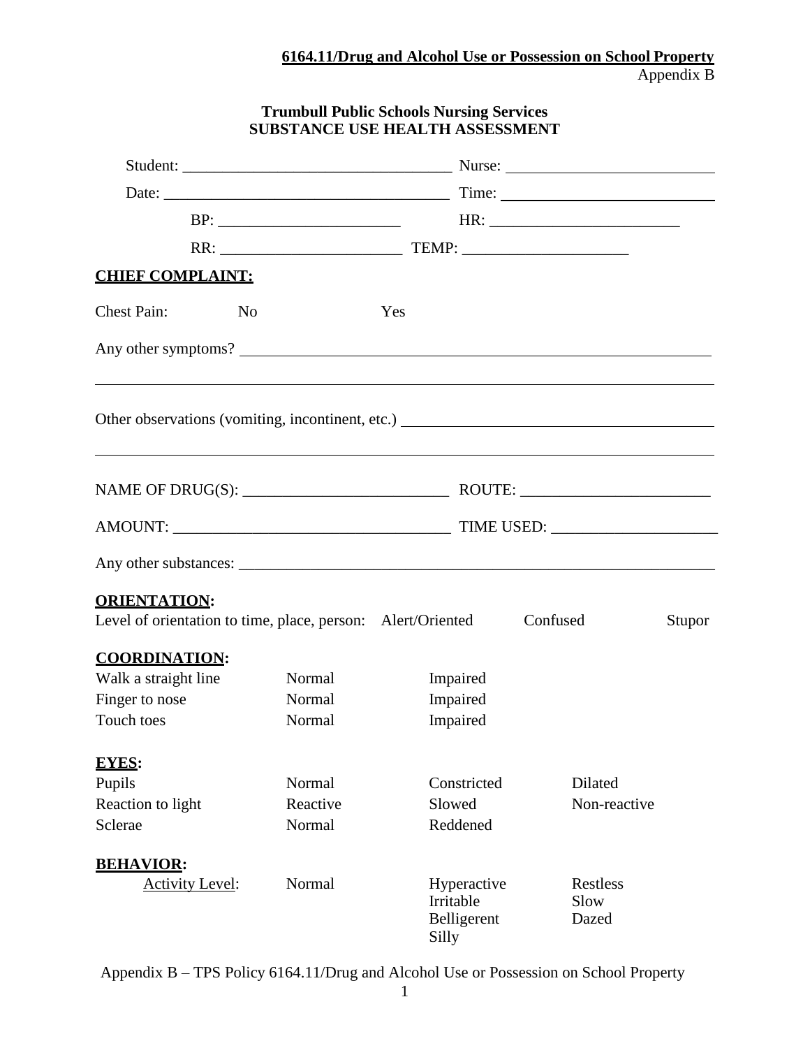**6164.11/Drug and Alcohol Use or Possession on School Property**
Appendix B

**Trumbull Public Schools Nursing Services**
**SUBSTANCE USE HEALTH ASSESSMENT**

Student: ________________________________ Nurse: ________________________

Date: __________________________________ Time: __________________________

BP: ______________________ HR: ______________________

RR: ______________________ TEMP: ____________________

**CHIEF COMPLAINT:**

Chest Pain: No Yes

Any other symptoms? ____________________________________________________________

____________________________________________________________________________

Other observations (vomiting, incontinent, etc.) ___________________________________

____________________________________________________________________________

NAME OF DRUG(S): ________________________ ROUTE: ______________________

AMOUNT: ________________________________ TIME USED: ___________________

Any other substances: ____________________________________________________________

**ORIENTATION:**
Level of orientation to time, place, person: Alert/Oriented Confused Stupor

**COORDINATION:**

| | | |
|---|---|---|
| Walk a straight line | Normal | Impaired |
| Finger to nose | Normal | Impaired |
| Touch toes | Normal | Impaired |

**EYES:**

| | | | |
|---|---|---|---|
| Pupils | Normal | Constricted | Dilated |
| Reaction to light | Reactive | Slowed | Non-reactive |
| Sclerae | Normal | Reddened | |

**BEHAVIOR:**

| | | | |
|---|---|---|---|
| Activity Level: | Normal | Hyperactive | Restless |
| | | Irritable | Slow |
| | | Belligerent | Dazed |
| | | Silly | |

Appendix B – TPS Policy 6164.11/Drug and Alcohol Use or Possession on School Property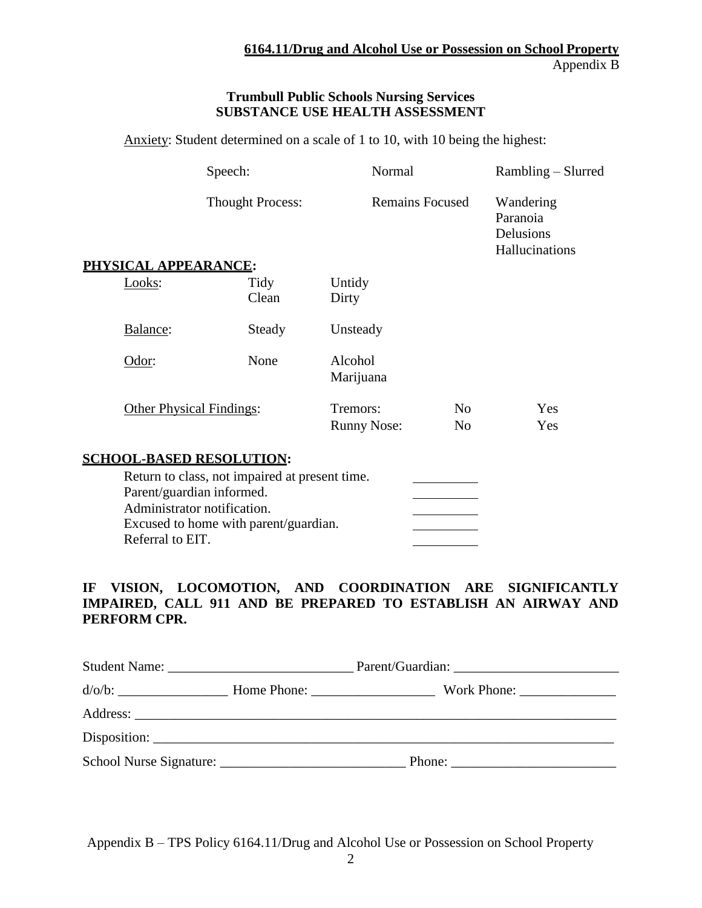**6164.11/Drug and Alcohol Use or Possession on School Property**

Appendix B

**Trumbull Public Schools Nursing Services**
**SUBSTANCE USE HEALTH ASSESSMENT**

Anxiety: Student determined on a scale of 1 to 10, with 10 being the highest:

| | | |
|---|---|---|
| Speech: | Normal | Rambling – Slurred |
| Thought Process: | Remains Focused | Wandering<br>Paranoia<br>Delusions<br>Hallucinations |

**PHYSICAL APPEARANCE:**

| | | | | |
|---|---|---|---|---|
| Looks: | Tidy<br>Clean | Untidy<br>Dirty | | |
| Balance: | Steady | Unsteady | | |
| Odor: | None | Alcohol<br>Marijuana | | |
| Other Physical Findings: | | Tremors: | No | Yes |
| | | Runny Nose: | No | Yes |

**SCHOOL-BASED RESOLUTION:**

| | |
|---|---|
| Return to class, not impaired at present time. | _________ |
| Parent/guardian informed. | _________ |
| Administrator notification. | _________ |
| Excused to home with parent/guardian. | _________ |
| Referral to EIT. | _________ |

**IF VISION, LOCOMOTION, AND COORDINATION ARE SIGNIFICANTLY IMPAIRED, CALL 911 AND BE PREPARED TO ESTABLISH AN AIRWAY AND PERFORM CPR.**

Student Name: ___________________________ Parent/Guardian: ________________________

d/o/b: ________________ Home Phone: __________________ Work Phone: ______________

Address: ______________________________________________________________________

Disposition: ____________________________________________________________________

School Nurse Signature: ___________________________ Phone: ________________________

Appendix B – TPS Policy 6164.11/Drug and Alcohol Use or Possession on School Property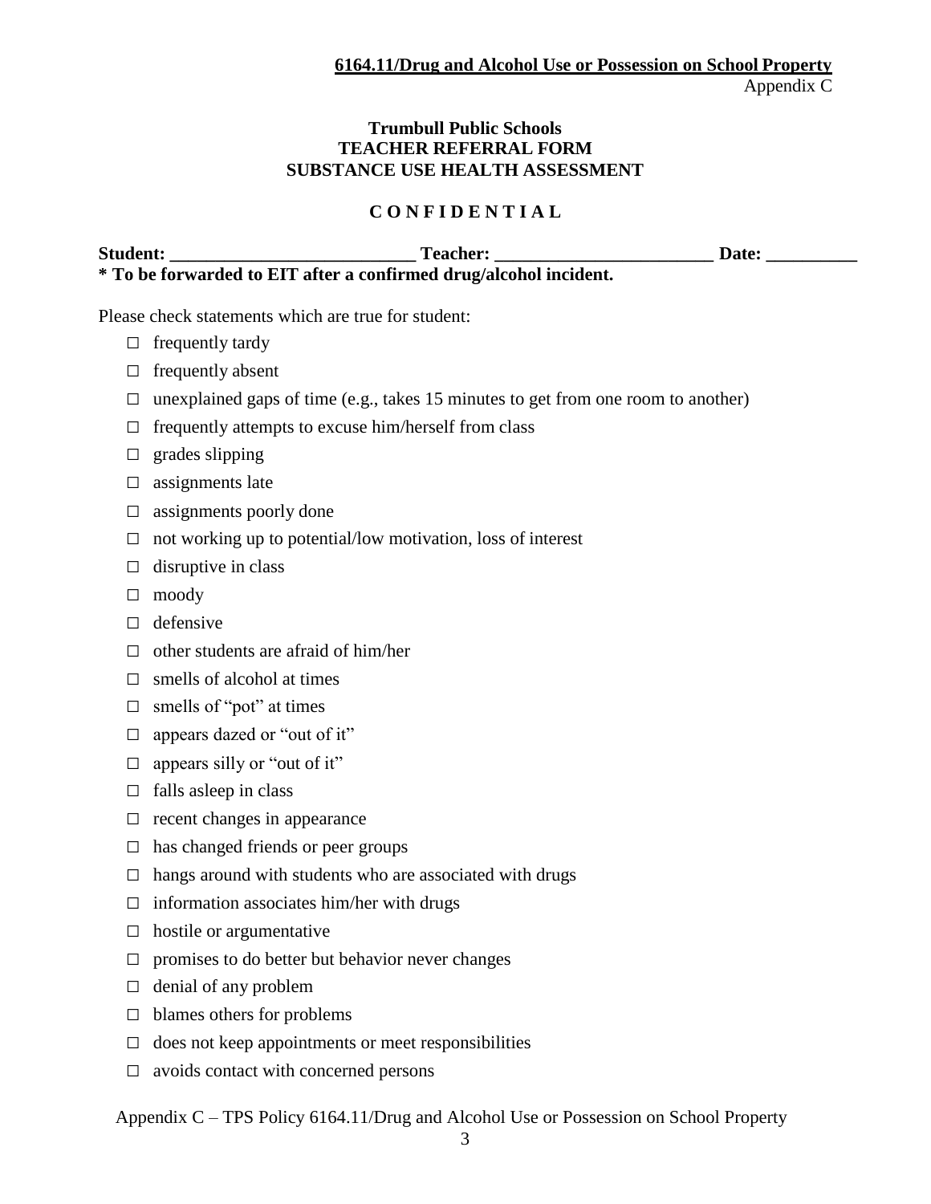**6164.11/Drug and Alcohol Use or Possession on School Property**

Appendix C

**Trumbull Public Schools**
**TEACHER REFERRAL FORM**
**SUBSTANCE USE HEALTH ASSESSMENT**

**C O N F I D E N T I A L**

**Student: ___________________________ Teacher: ________________________ Date: __________**

**\* To be forwarded to EIT after a confirmed drug/alcohol incident.**

Please check statements which are true for student:

- ☐ frequently tardy
- ☐ frequently absent
- ☐ unexplained gaps of time (e.g., takes 15 minutes to get from one room to another)
- ☐ frequently attempts to excuse him/herself from class
- ☐ grades slipping
- ☐ assignments late
- ☐ assignments poorly done
- ☐ not working up to potential/low motivation, loss of interest
- ☐ disruptive in class
- ☐ moody
- ☐ defensive
- ☐ other students are afraid of him/her
- ☐ smells of alcohol at times
- ☐ smells of "pot" at times
- ☐ appears dazed or "out of it"
- ☐ appears silly or "out of it"
- ☐ falls asleep in class
- ☐ recent changes in appearance
- ☐ has changed friends or peer groups
- ☐ hangs around with students who are associated with drugs
- ☐ information associates him/her with drugs
- ☐ hostile or argumentative
- ☐ promises to do better but behavior never changes
- ☐ denial of any problem
- ☐ blames others for problems
- ☐ does not keep appointments or meet responsibilities
- ☐ avoids contact with concerned persons